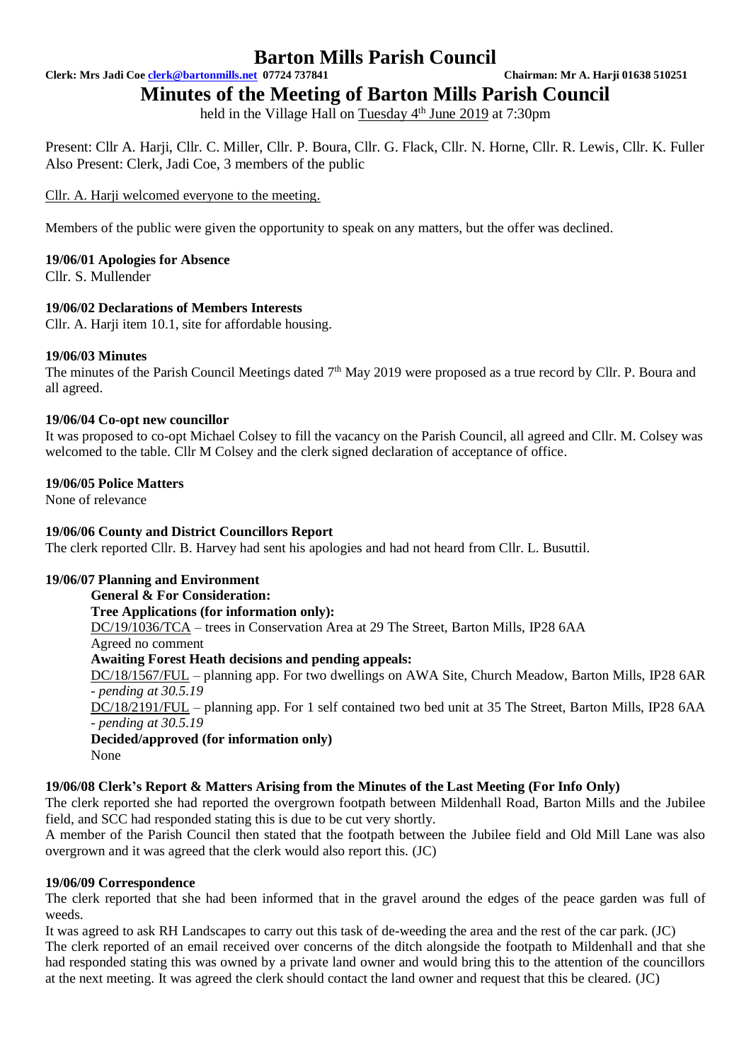# Barton Mills Parish Council

**Clerk: Mrs Jadi Coe clerk@bartonmills.net 07724 737841** **Chairman: Mr A. Harji 01638 510251**

## Minutes of the Meeting of Barton Mills Parish Council

held in the Village Hall on Tuesday 4th June 2019 at 7:30pm

Present: Cllr A. Harji, Cllr. C. Miller, Cllr. P. Boura, Cllr. G. Flack, Cllr. N. Horne, Cllr. R. Lewis, Cllr. K. Fuller
Also Present: Clerk, Jadi Coe, 3 members of the public

Cllr. A. Harji welcomed everyone to the meeting.

Members of the public were given the opportunity to speak on any matters, but the offer was declined.

**19/06/01 Apologies for Absence**
Cllr. S. Mullender

**19/06/02 Declarations of Members Interests**
Cllr. A. Harji item 10.1, site for affordable housing.

**19/06/03 Minutes**
The minutes of the Parish Council Meetings dated 7th May 2019 were proposed as a true record by Cllr. P. Boura and all agreed.

**19/06/04 Co-opt new councillor**
It was proposed to co-opt Michael Colsey to fill the vacancy on the Parish Council, all agreed and Cllr. M. Colsey was welcomed to the table. Cllr M Colsey and the clerk signed declaration of acceptance of office.

**19/06/05 Police Matters**
None of relevance

**19/06/06 County and District Councillors Report**
The clerk reported Cllr. B. Harvey had sent his apologies and had not heard from Cllr. L. Busuttil.

**19/06/07 Planning and Environment**

**General & For Consideration:**

**Tree Applications (for information only):**

DC/19/1036/TCA – trees in Conservation Area at 29 The Street, Barton Mills, IP28 6AA
Agreed no comment

**Awaiting Forest Heath decisions and pending appeals:**

DC/18/1567/FUL – planning app. For two dwellings on AWA Site, Church Meadow, Barton Mills, IP28 6AR - *pending at 30.5.19*

DC/18/2191/FUL – planning app. For 1 self contained two bed unit at 35 The Street, Barton Mills, IP28 6AA - *pending at 30.5.19*

**Decided/approved (for information only)**
None

**19/06/08 Clerk's Report & Matters Arising from the Minutes of the Last Meeting (For Info Only)**
The clerk reported she had reported the overgrown footpath between Mildenhall Road, Barton Mills and the Jubilee field, and SCC had responded stating this is due to be cut very shortly.
A member of the Parish Council then stated that the footpath between the Jubilee field and Old Mill Lane was also overgrown and it was agreed that the clerk would also report this. (JC)

**19/06/09 Correspondence**
The clerk reported that she had been informed that in the gravel around the edges of the peace garden was full of weeds.
It was agreed to ask RH Landscapes to carry out this task of de-weeding the area and the rest of the car park. (JC)
The clerk reported of an email received over concerns of the ditch alongside the footpath to Mildenhall and that she had responded stating this was owned by a private land owner and would bring this to the attention of the councillors at the next meeting. It was agreed the clerk should contact the land owner and request that this be cleared. (JC)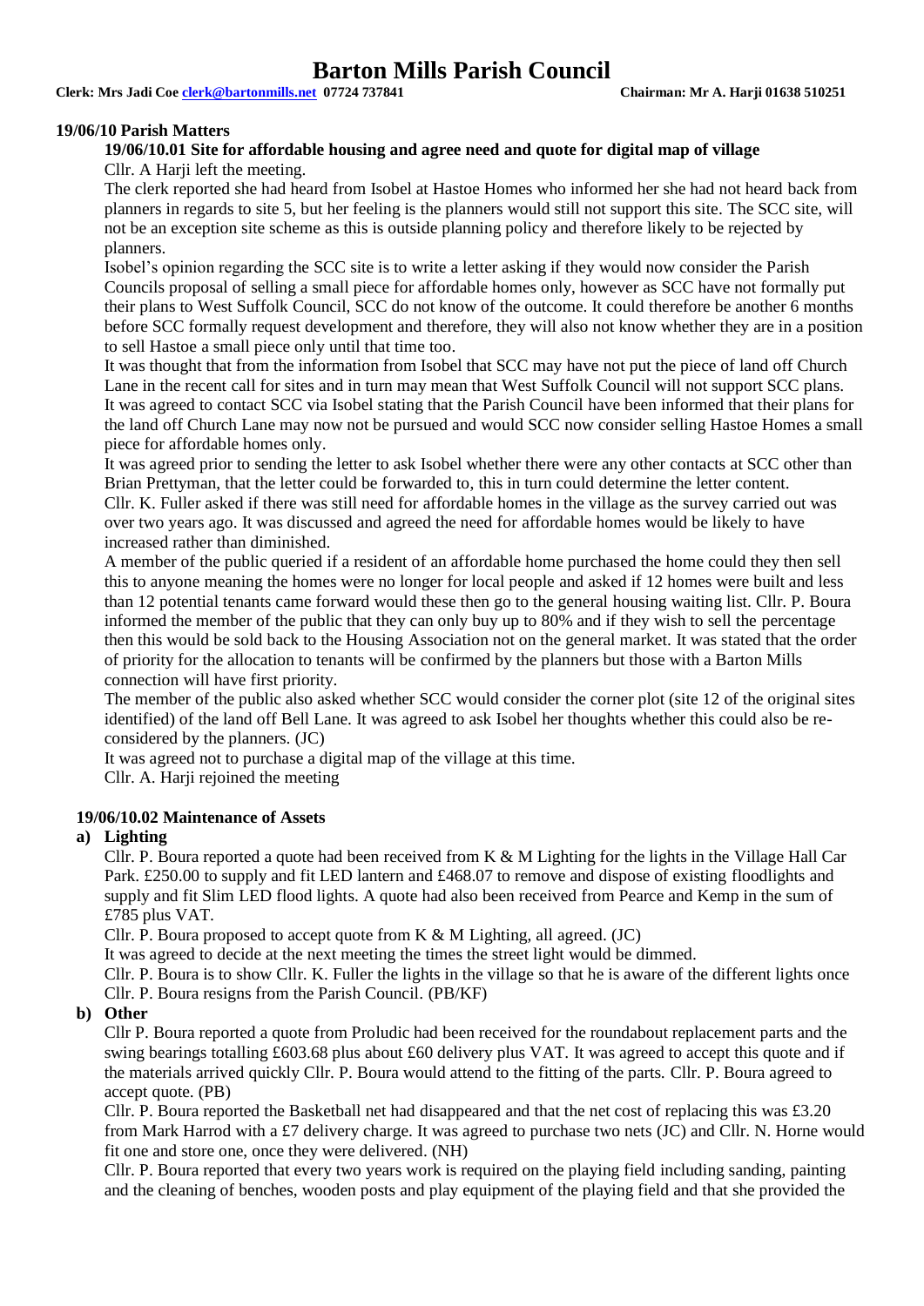**19/06/10 Parish Matters**

**19/06/10.01 Site for affordable housing and agree need and quote for digital map of village**

Cllr. A Harji left the meeting.

The clerk reported she had heard from Isobel at Hastoe Homes who informed her she had not heard back from planners in regards to site 5, but her feeling is the planners would still not support this site. The SCC site, will not be an exception site scheme as this is outside planning policy and therefore likely to be rejected by planners.

Isobel's opinion regarding the SCC site is to write a letter asking if they would now consider the Parish Councils proposal of selling a small piece for affordable homes only, however as SCC have not formally put their plans to West Suffolk Council, SCC do not know of the outcome. It could therefore be another 6 months before SCC formally request development and therefore, they will also not know whether they are in a position to sell Hastoe a small piece only until that time too.

It was thought that from the information from Isobel that SCC may have not put the piece of land off Church Lane in the recent call for sites and in turn may mean that West Suffolk Council will not support SCC plans. It was agreed to contact SCC via Isobel stating that the Parish Council have been informed that their plans for the land off Church Lane may now not be pursued and would SCC now consider selling Hastoe Homes a small piece for affordable homes only.

It was agreed prior to sending the letter to ask Isobel whether there were any other contacts at SCC other than Brian Prettyman, that the letter could be forwarded to, this in turn could determine the letter content.

Cllr. K. Fuller asked if there was still need for affordable homes in the village as the survey carried out was over two years ago. It was discussed and agreed the need for affordable homes would be likely to have increased rather than diminished.

A member of the public queried if a resident of an affordable home purchased the home could they then sell this to anyone meaning the homes were no longer for local people and asked if 12 homes were built and less than 12 potential tenants came forward would these then go to the general housing waiting list. Cllr. P. Boura informed the member of the public that they can only buy up to 80% and if they wish to sell the percentage then this would be sold back to the Housing Association not on the general market. It was stated that the order of priority for the allocation to tenants will be confirmed by the planners but those with a Barton Mills connection will have first priority.

The member of the public also asked whether SCC would consider the corner plot (site 12 of the original sites identified) of the land off Bell Lane. It was agreed to ask Isobel her thoughts whether this could also be re-considered by the planners. (JC)

It was agreed not to purchase a digital map of the village at this time.

Cllr. A. Harji rejoined the meeting

**19/06/10.02 Maintenance of Assets**

**a) Lighting**

Cllr. P. Boura reported a quote had been received from K & M Lighting for the lights in the Village Hall Car Park. £250.00 to supply and fit LED lantern and £468.07 to remove and dispose of existing floodlights and supply and fit Slim LED flood lights. A quote had also been received from Pearce and Kemp in the sum of £785 plus VAT.

Cllr. P. Boura proposed to accept quote from K & M Lighting, all agreed. (JC)

It was agreed to decide at the next meeting the times the street light would be dimmed.

Cllr. P. Boura is to show Cllr. K. Fuller the lights in the village so that he is aware of the different lights once Cllr. P. Boura resigns from the Parish Council. (PB/KF)

**b) Other**

Cllr P. Boura reported a quote from Proludic had been received for the roundabout replacement parts and the swing bearings totalling £603.68 plus about £60 delivery plus VAT. It was agreed to accept this quote and if the materials arrived quickly Cllr. P. Boura would attend to the fitting of the parts. Cllr. P. Boura agreed to accept quote. (PB)

Cllr. P. Boura reported the Basketball net had disappeared and that the net cost of replacing this was £3.20 from Mark Harrod with a £7 delivery charge. It was agreed to purchase two nets (JC) and Cllr. N. Horne would fit one and store one, once they were delivered. (NH)

Cllr. P. Boura reported that every two years work is required on the playing field including sanding, painting and the cleaning of benches, wooden posts and play equipment of the playing field and that she provided the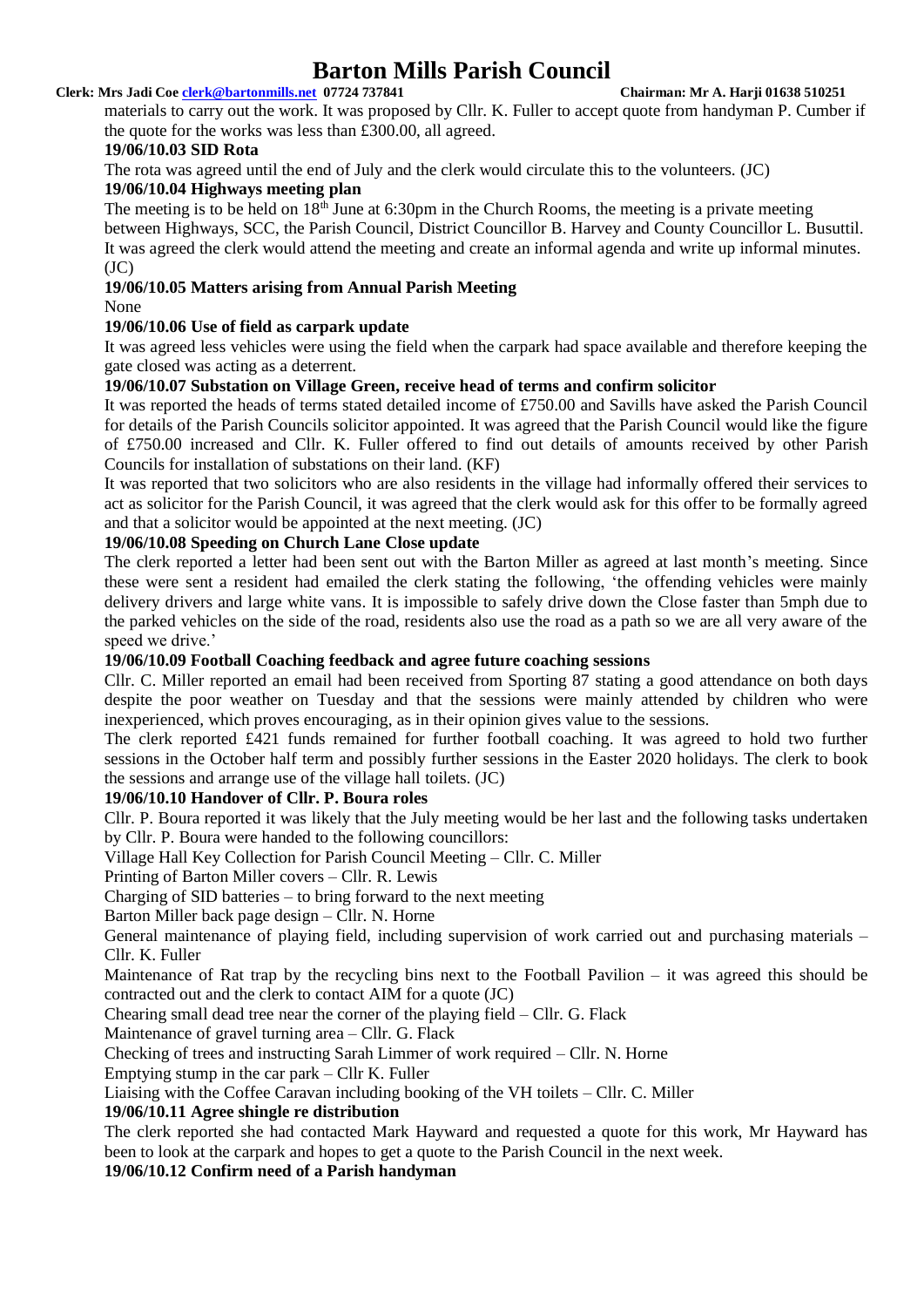materials to carry out the work. It was proposed by Cllr. K. Fuller to accept quote from handyman P. Cumber if the quote for the works was less than £300.00, all agreed.

**19/06/10.03 SID Rota**

The rota was agreed until the end of July and the clerk would circulate this to the volunteers. (JC)

**19/06/10.04 Highways meeting plan**

The meeting is to be held on 18th June at 6:30pm in the Church Rooms, the meeting is a private meeting between Highways, SCC, the Parish Council, District Councillor B. Harvey and County Councillor L. Busuttil. It was agreed the clerk would attend the meeting and create an informal agenda and write up informal minutes. (JC)

**19/06/10.05 Matters arising from Annual Parish Meeting**

None

**19/06/10.06 Use of field as carpark update**

It was agreed less vehicles were using the field when the carpark had space available and therefore keeping the gate closed was acting as a deterrent.

**19/06/10.07 Substation on Village Green, receive head of terms and confirm solicitor**

It was reported the heads of terms stated detailed income of £750.00 and Savills have asked the Parish Council for details of the Parish Councils solicitor appointed. It was agreed that the Parish Council would like the figure of £750.00 increased and Cllr. K. Fuller offered to find out details of amounts received by other Parish Councils for installation of substations on their land. (KF)

It was reported that two solicitors who are also residents in the village had informally offered their services to act as solicitor for the Parish Council, it was agreed that the clerk would ask for this offer to be formally agreed and that a solicitor would be appointed at the next meeting. (JC)

**19/06/10.08 Speeding on Church Lane Close update**

The clerk reported a letter had been sent out with the Barton Miller as agreed at last month's meeting. Since these were sent a resident had emailed the clerk stating the following, 'the offending vehicles were mainly delivery drivers and large white vans. It is impossible to safely drive down the Close faster than 5mph due to the parked vehicles on the side of the road, residents also use the road as a path so we are all very aware of the speed we drive.'

**19/06/10.09 Football Coaching feedback and agree future coaching sessions**

Cllr. C. Miller reported an email had been received from Sporting 87 stating a good attendance on both days despite the poor weather on Tuesday and that the sessions were mainly attended by children who were inexperienced, which proves encouraging, as in their opinion gives value to the sessions.

The clerk reported £421 funds remained for further football coaching. It was agreed to hold two further sessions in the October half term and possibly further sessions in the Easter 2020 holidays. The clerk to book the sessions and arrange use of the village hall toilets. (JC)

**19/06/10.10 Handover of Cllr. P. Boura roles**

Cllr. P. Boura reported it was likely that the July meeting would be her last and the following tasks undertaken by Cllr. P. Boura were handed to the following councillors:

Village Hall Key Collection for Parish Council Meeting – Cllr. C. Miller

Printing of Barton Miller covers – Cllr. R. Lewis

Charging of SID batteries – to bring forward to the next meeting

Barton Miller back page design – Cllr. N. Horne

General maintenance of playing field, including supervision of work carried out and purchasing materials – Cllr. K. Fuller

Maintenance of Rat trap by the recycling bins next to the Football Pavilion – it was agreed this should be contracted out and the clerk to contact AIM for a quote (JC)

Chearing small dead tree near the corner of the playing field – Cllr. G. Flack

Maintenance of gravel turning area – Cllr. G. Flack

Checking of trees and instructing Sarah Limmer of work required – Cllr. N. Horne

Emptying stump in the car park – Cllr K. Fuller

Liaising with the Coffee Caravan including booking of the VH toilets – Cllr. C. Miller

**19/06/10.11 Agree shingle re distribution**

The clerk reported she had contacted Mark Hayward and requested a quote for this work, Mr Hayward has been to look at the carpark and hopes to get a quote to the Parish Council in the next week.

**19/06/10.12 Confirm need of a Parish handyman**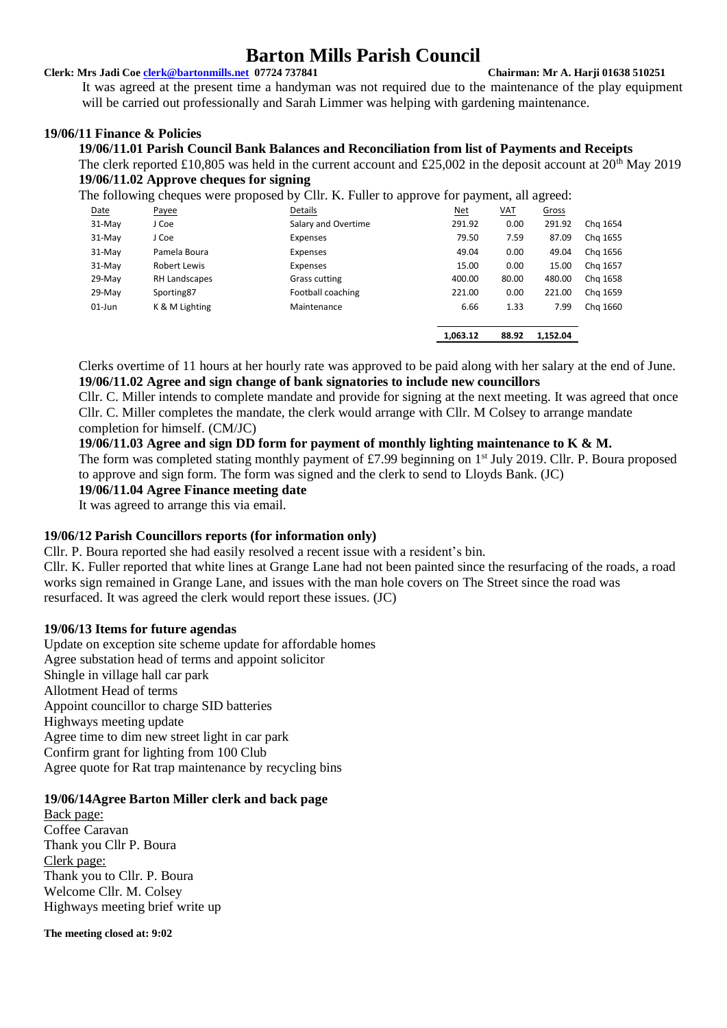It was agreed at the present time a handyman was not required due to the maintenance of the play equipment will be carried out professionally and Sarah Limmer was helping with gardening maintenance.

### 19/06/11 Finance & Policies

**19/06/11.01 Parish Council Bank Balances and Reconciliation from list of Payments and Receipts**

The clerk reported £10,805 was held in the current account and £25,002 in the deposit account at 20th May 2019

**19/06/11.02 Approve cheques for signing**

The following cheques were proposed by Cllr. K. Fuller to approve for payment, all agreed:

| Date | Payee | Details | Net | VAT | Gross | |
|---|---|---|---|---|---|---|
| 31-May | J Coe | Salary and Overtime | 291.92 | 0.00 | 291.92 | Chq 1654 |
| 31-May | J Coe | Expenses | 79.50 | 7.59 | 87.09 | Chq 1655 |
| 31-May | Pamela Boura | Expenses | 49.04 | 0.00 | 49.04 | Chq 1656 |
| 31-May | Robert Lewis | Expenses | 15.00 | 0.00 | 15.00 | Chq 1657 |
| 29-May | RH Landscapes | Grass cutting | 400.00 | 80.00 | 480.00 | Chq 1658 |
| 29-May | Sporting87 | Football coaching | 221.00 | 0.00 | 221.00 | Chq 1659 |
| 01-Jun | K & M Lighting | Maintenance | 6.66 | 1.33 | 7.99 | Chq 1660 |
| | | | **1,063.12** | **88.92** | **1,152.04** | |

Clerks overtime of 11 hours at her hourly rate was approved to be paid along with her salary at the end of June.

**19/06/11.02 Agree and sign change of bank signatories to include new councillors**

Cllr. C. Miller intends to complete mandate and provide for signing at the next meeting. It was agreed that once Cllr. C. Miller completes the mandate, the clerk would arrange with Cllr. M Colsey to arrange mandate completion for himself. (CM/JC)

**19/06/11.03 Agree and sign DD form for payment of monthly lighting maintenance to K & M.**

The form was completed stating monthly payment of £7.99 beginning on 1st July 2019. Cllr. P. Boura proposed to approve and sign form. The form was signed and the clerk to send to Lloyds Bank. (JC)

**19/06/11.04 Agree Finance meeting date**

It was agreed to arrange this via email.

### 19/06/12 Parish Councillors reports (for information only)

Cllr. P. Boura reported she had easily resolved a recent issue with a resident's bin.

Cllr. K. Fuller reported that white lines at Grange Lane had not been painted since the resurfacing of the roads, a road works sign remained in Grange Lane, and issues with the man hole covers on The Street since the road was resurfaced. It was agreed the clerk would report these issues. (JC)

### 19/06/13 Items for future agendas

Update on exception site scheme update for affordable homes
Agree substation head of terms and appoint solicitor
Shingle in village hall car park
Allotment Head of terms
Appoint councillor to charge SID batteries
Highways meeting update
Agree time to dim new street light in car park
Confirm grant for lighting from 100 Club
Agree quote for Rat trap maintenance by recycling bins

### 19/06/14Agree Barton Miller clerk and back page

Back page:
Coffee Caravan
Thank you Cllr P. Boura

Clerk page:
Thank you to Cllr. P. Boura
Welcome Cllr. M. Colsey
Highways meeting brief write up

**The meeting closed at: 9:02**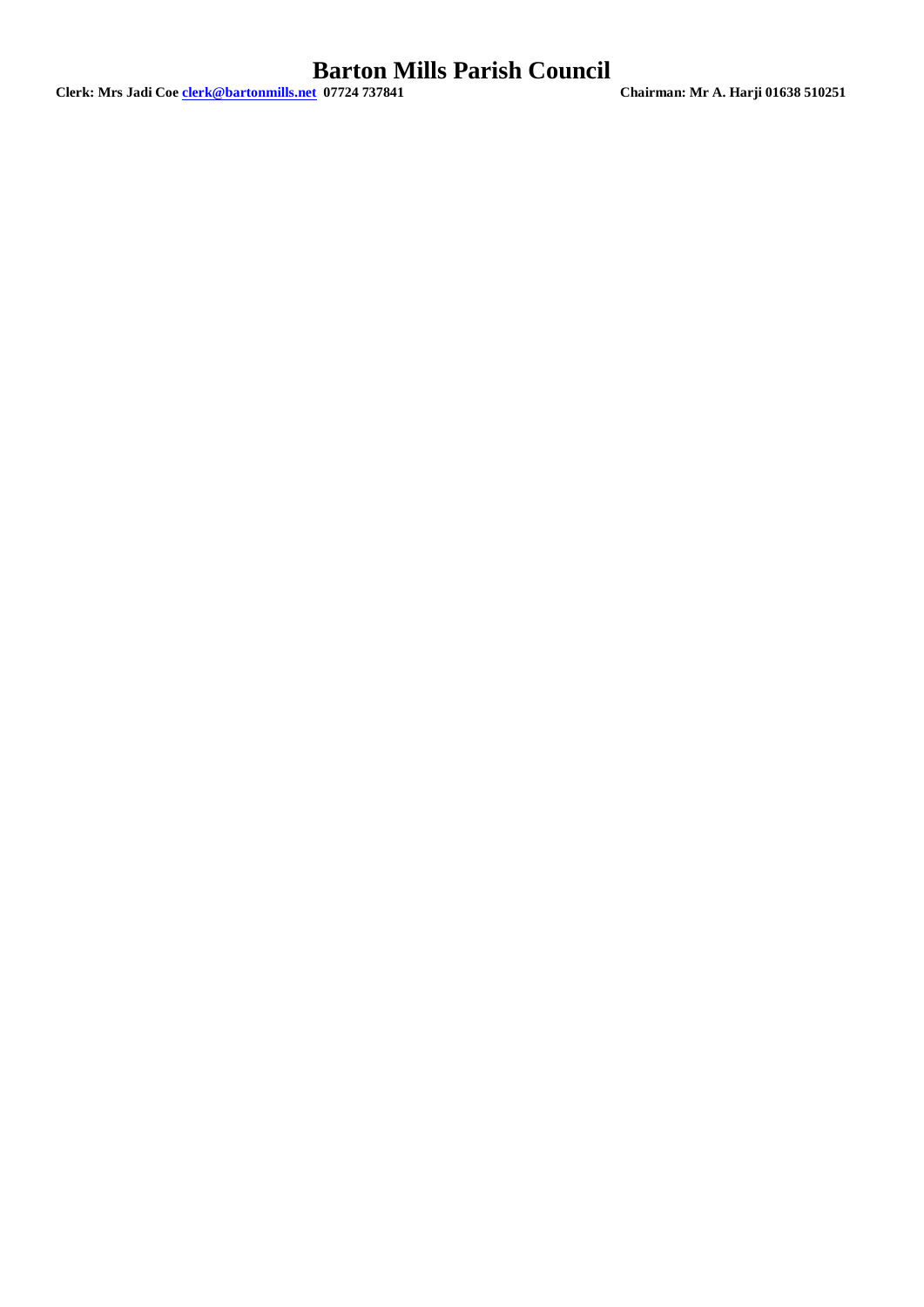# Barton Mills Parish Council

**Clerk: Mrs Jadi Coe clerk@bartonmills.net 07724 737841** **Chairman: Mr A. Harji 01638 510251**